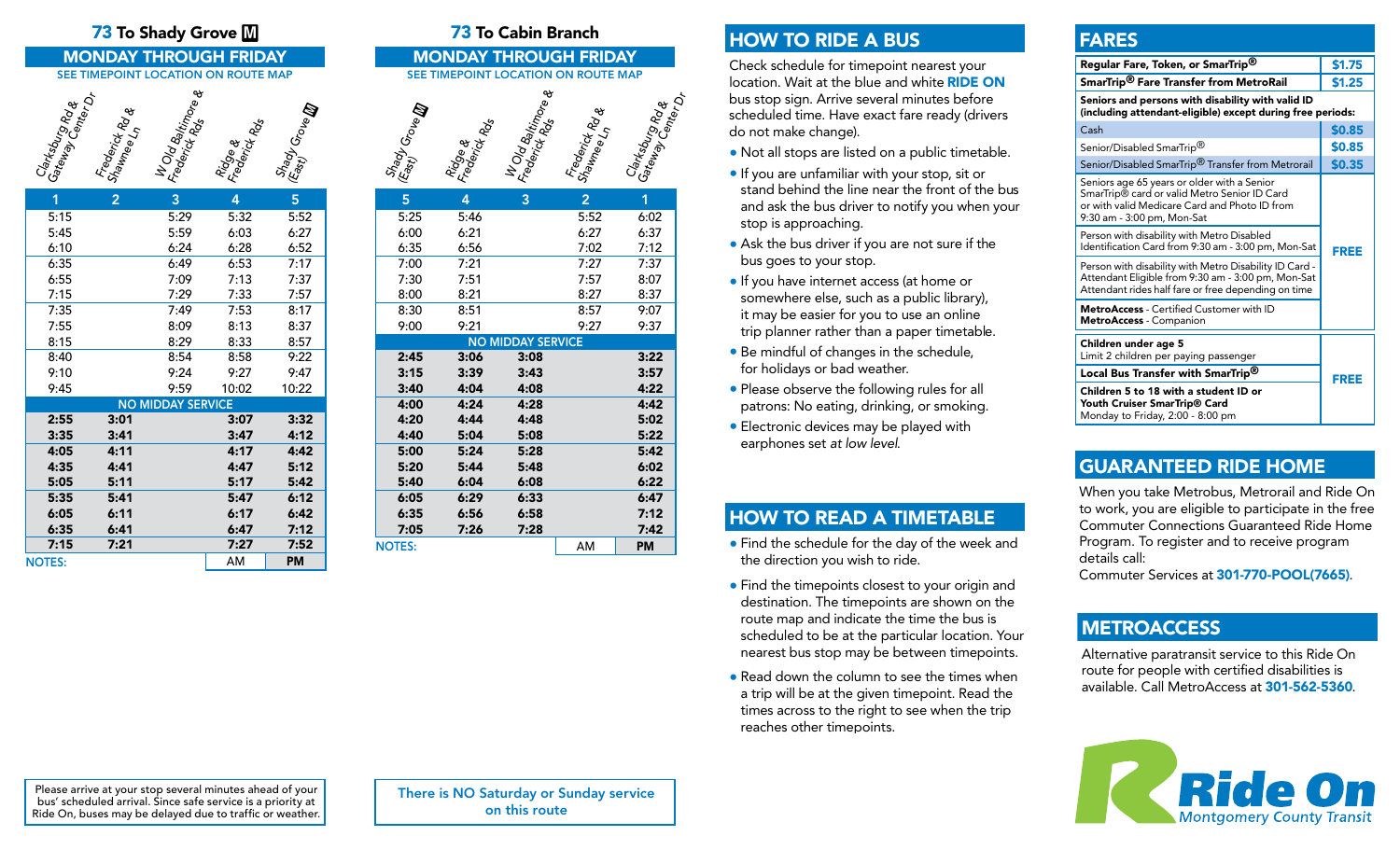## 73 To Shady Grove M

### MONDAY THROUGH FRIDAY

SEE TIMEPOINT LOCATION ON ROUTE MAP

| Clarksburg Rd & Gateway Center Dr | Frederick Rd & Shawnee Ln | W Old Baltimore & Frederick Rds | Ridge & Frederick Rds | Shady Grove M (East) |
|---|---|---|---|---|
| 1 | 2 | 3 | 4 | 5 |
| 5:15 | | 5:29 | 5:32 | 5:52 |
| 5:45 | | 5:59 | 6:03 | 6:27 |
| 6:10 | | 6:24 | 6:28 | 6:52 |
| 6:35 | | 6:49 | 6:53 | 7:17 |
| 6:55 | | 7:09 | 7:13 | 7:37 |
| 7:15 | | 7:29 | 7:33 | 7:57 |
| 7:35 | | 7:49 | 7:53 | 8:17 |
| 7:55 | | 8:09 | 8:13 | 8:37 |
| 8:15 | | 8:29 | 8:33 | 8:57 |
| 8:40 | | 8:54 | 8:58 | 9:22 |
| 9:10 | | 9:24 | 9:27 | 9:47 |
| 9:45 | | 9:59 | 10:02 | 10:22 |
| NO MIDDAY SERVICE | | | | |
| **2:55** | **3:01** | | **3:07** | **3:32** |
| **3:35** | **3:41** | | **3:47** | **4:12** |
| **4:05** | **4:11** | | **4:17** | **4:42** |
| **4:35** | **4:41** | | **4:47** | **5:12** |
| **5:05** | **5:11** | | **5:17** | **5:42** |
| **5:35** | **5:41** | | **5:47** | **6:12** |
| **6:05** | **6:11** | | **6:17** | **6:42** |
| **6:35** | **6:41** | | **6:47** | **7:12** |
| **7:15** | **7:21** | | **7:27** | **7:52** |

NOTES: AM **PM**

Please arrive at your stop several minutes ahead of your bus' scheduled arrival. Since safe service is a priority at Ride On, buses may be delayed due to traffic or weather.

## 73 To Cabin Branch

### MONDAY THROUGH FRIDAY

SEE TIMEPOINT LOCATION ON ROUTE MAP

| Shady Grove M (East) | Ridge & Frederick Rds | W Old Baltimore & Frederick Rds | Frederick Rd & Shawnee Ln | Clarksburg Rd & Gateway Center Dr |
|---|---|---|---|---|
| 5 | 4 | 3 | 2 | 1 |
| 5:25 | 5:46 | | 5:52 | 6:02 |
| 6:00 | 6:21 | | 6:27 | 6:37 |
| 6:35 | 6:56 | | 7:02 | 7:12 |
| 7:00 | 7:21 | | 7:27 | 7:37 |
| 7:30 | 7:51 | | 7:57 | 8:07 |
| 8:00 | 8:21 | | 8:27 | 8:37 |
| 8:30 | 8:51 | | 8:57 | 9:07 |
| 9:00 | 9:21 | | 9:27 | 9:37 |
| NO MIDDAY SERVICE | | | | |
| **2:45** | **3:06** | **3:08** | | **3:22** |
| **3:15** | **3:39** | **3:43** | | **3:57** |
| **3:40** | **4:04** | **4:08** | | **4:22** |
| **4:00** | **4:24** | **4:28** | | **4:42** |
| **4:20** | **4:44** | **4:48** | | **5:02** |
| **4:40** | **5:04** | **5:08** | | **5:22** |
| **5:00** | **5:24** | **5:28** | | **5:42** |
| **5:20** | **5:44** | **5:48** | | **6:02** |
| **5:40** | **6:04** | **6:08** | | **6:22** |
| **6:05** | **6:29** | **6:33** | | **6:47** |
| **6:35** | **6:56** | **6:58** | | **7:12** |
| **7:05** | **7:26** | **7:28** | | **7:42** |

NOTES: AM **PM**

There is NO Saturday or Sunday service on this route

## HOW TO RIDE A BUS

Check schedule for timepoint nearest your location. Wait at the blue and white **RIDE ON** bus stop sign. Arrive several minutes before scheduled time. Have exact fare ready (drivers do not make change).

- Not all stops are listed on a public timetable.
- If you are unfamiliar with your stop, sit or stand behind the line near the front of the bus and ask the bus driver to notify you when your stop is approaching.
- Ask the bus driver if you are not sure if the bus goes to your stop.
- If you have internet access (at home or somewhere else, such as a public library), it may be easier for you to use an online trip planner rather than a paper timetable.
- Be mindful of changes in the schedule, for holidays or bad weather.
- Please observe the following rules for all patrons: No eating, drinking, or smoking.
- Electronic devices may be played with earphones set *at low level.*

## HOW TO READ A TIMETABLE

- Find the schedule for the day of the week and the direction you wish to ride.
- Find the timepoints closest to your origin and destination. The timepoints are shown on the route map and indicate the time the bus is scheduled to be at the particular location. Your nearest bus stop may be between timepoints.
- Read down the column to see the times when a trip will be at the given timepoint. Read the times across to the right to see when the trip reaches other timepoints.

## FARES

| | |
|---|---|
| **Regular Fare, Token, or SmarTrip®** | **$1.75** |
| **SmarTrip® Fare Transfer from MetroRail** | **$1.25** |
| **Seniors and persons with disability with valid ID (including attendant-eligible) except during free periods:** | |
| Cash | **$0.85** |
| Senior/Disabled SmarTrip® | **$0.85** |
| Senior/Disabled SmarTrip® Transfer from Metrorail | **$0.35** |
| Seniors age 65 years or older with a Senior SmarTrip® card or valid Metro Senior ID Card or with valid Medicare Card and Photo ID from 9:30 am - 3:00 pm, Mon-Sat | **FREE** |
| Person with disability with Metro Disabled Identification Card from 9:30 am - 3:00 pm, Mon-Sat | |
| Person with disability with Metro Disability ID Card - Attendant Eligible from 9:30 am - 3:00 pm, Mon-Sat Attendant rides half fare or free depending on time | |
| **MetroAccess** - Certified Customer with ID **MetroAccess** - Companion | |
| **Children under age 5** Limit 2 children per paying passenger | **FREE** |
| **Local Bus Transfer with SmarTrip®** | |
| **Children 5 to 18 with a student ID or Youth Cruiser SmarTrip® Card** Monday to Friday, 2:00 - 8:00 pm | |

## GUARANTEED RIDE HOME

When you take Metrobus, Metrorail and Ride On to work, you are eligible to participate in the free Commuter Connections Guaranteed Ride Home Program. To register and to receive program details call:
Commuter Services at **301-770-POOL(7665)**.

## METROACCESS

Alternative paratransit service to this Ride On route for people with certified disabilities is available. Call MetroAccess at **301-562-5360**.

**Ride On** Montgomery County Transit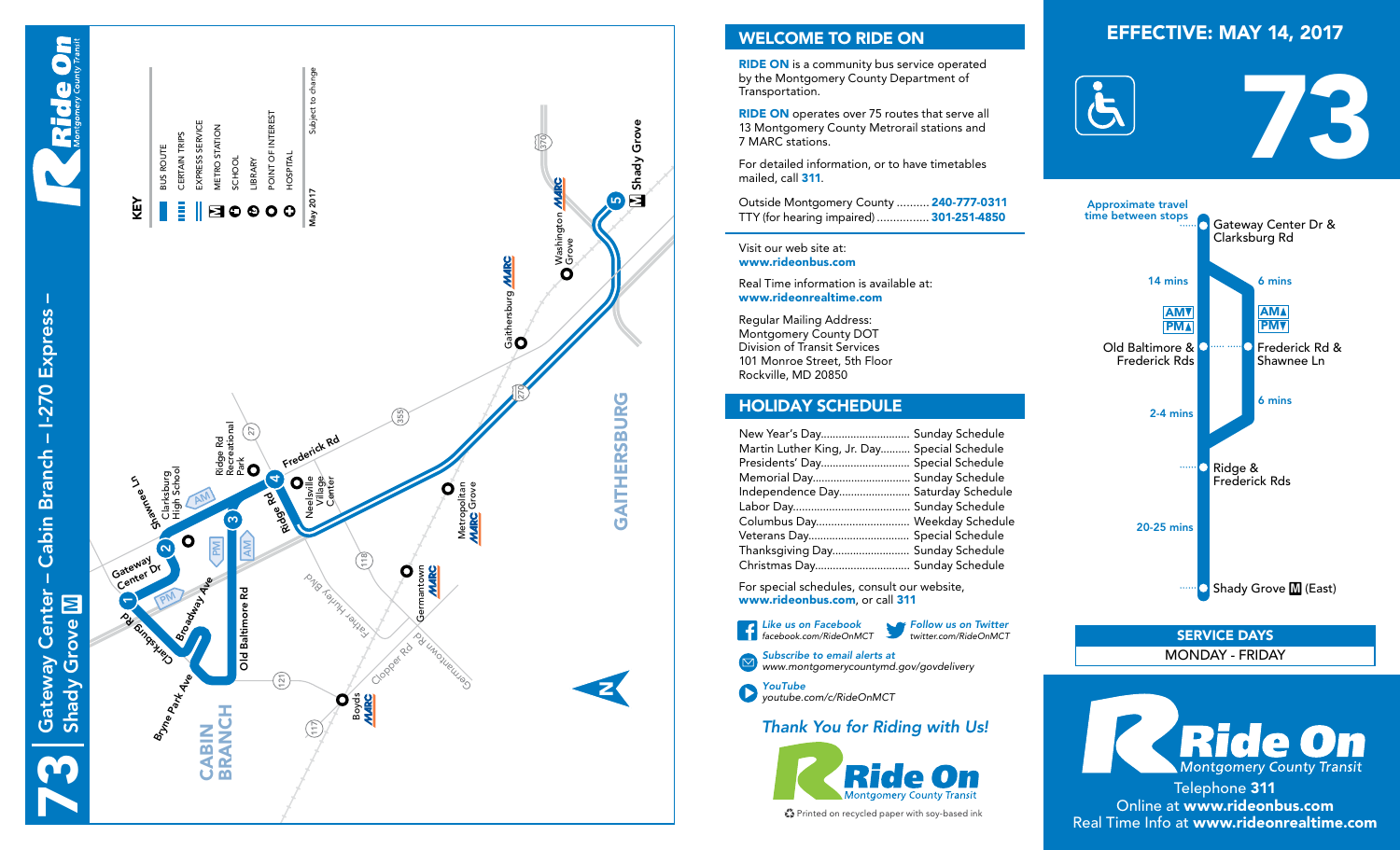# 73 | Gateway Center – Cabin Branch – I-270 Express – Shady Grove

Ride On Montgomery County Transit

**KEY**

- BUS ROUTE
- CERTAIN TRIPS
- EXPRESS SERVICE
- METRO STATION
- SCHOOL
- LIBRARY
- POINT OF INTEREST
- HOSPITAL

May 2017

Subject to change

Shawnee Ln
Clarksburg High School
AM
Gateway Center Dr
2
PM
Clarksburg Rd
1
Broadway Ave
Bryne Park Ave
PM
AM
3
Old Baltimore Rd
Ridge Rd Recreational Park
27
Ridge Rd
4
Frederick Rd
Neelsville Village Center
355
Gaithersburg MARC
Washington Grove MARC
370
270
Metropolitan Grove MARC
118
Germantown MARC
Father Hurley Blvd
Germantown Rd
Clopper Rd
121
117
Boyds MARC
5
Shady Grove
CABIN BRANCH
GAITHERSBURG
N

## WELCOME TO RIDE ON

**RIDE ON** is a community bus service operated by the Montgomery County Department of Transportation.

**RIDE ON** operates over 75 routes that serve all 13 Montgomery County Metrorail stations and 7 MARC stations.

For detailed information, or to have timetables mailed, call **311**.

Outside Montgomery County .......... **240-777-0311**
TTY (for hearing impaired) ................ **301-251-4850**

Visit our web site at:
**www.rideonbus.com**

Real Time information is available at:
**www.rideonrealtime.com**

Regular Mailing Address:
Montgomery County DOT
Division of Transit Services
101 Monroe Street, 5th Floor
Rockville, MD 20850

## HOLIDAY SCHEDULE

| | |
|---|---|
| New Year's Day | Sunday Schedule |
| Martin Luther King, Jr. Day | Special Schedule |
| Presidents' Day | Special Schedule |
| Memorial Day | Sunday Schedule |
| Independence Day | Saturday Schedule |
| Labor Day | Sunday Schedule |
| Columbus Day | Weekday Schedule |
| Veterans Day | Special Schedule |
| Thanksgiving Day | Sunday Schedule |
| Christmas Day | Sunday Schedule |

For special schedules, consult our website, **www.rideonbus.com**, or call **311**

*Like us on Facebook* facebook.com/RideOnMCT

*Follow us on Twitter* twitter.com/RideOnMCT

*Subscribe to email alerts at* www.montgomerycountymd.gov/govdelivery

*YouTube* youtube.com/c/RideOnMCT

*Thank You for Riding with Us!*

Ride On Montgomery County Transit

Printed on recycled paper with soy-based ink

## EFFECTIVE: MAY 14, 2017

# 73

Approximate travel time between stops

Gateway Center Dr & Clarksburg Rd
14 mins
6 mins
AM▼ PM▲
AM▲ PM▼
Old Baltimore & Frederick Rds
Frederick Rd & Shawnee Ln
6 mins
2-4 mins
Ridge & Frederick Rds
20-25 mins
Shady Grove M (East)

## SERVICE DAYS

MONDAY - FRIDAY

Ride On Montgomery County Transit
Telephone **311**
Online at **www.rideonbus.com**
Real Time Info at **www.rideonrealtime.com**